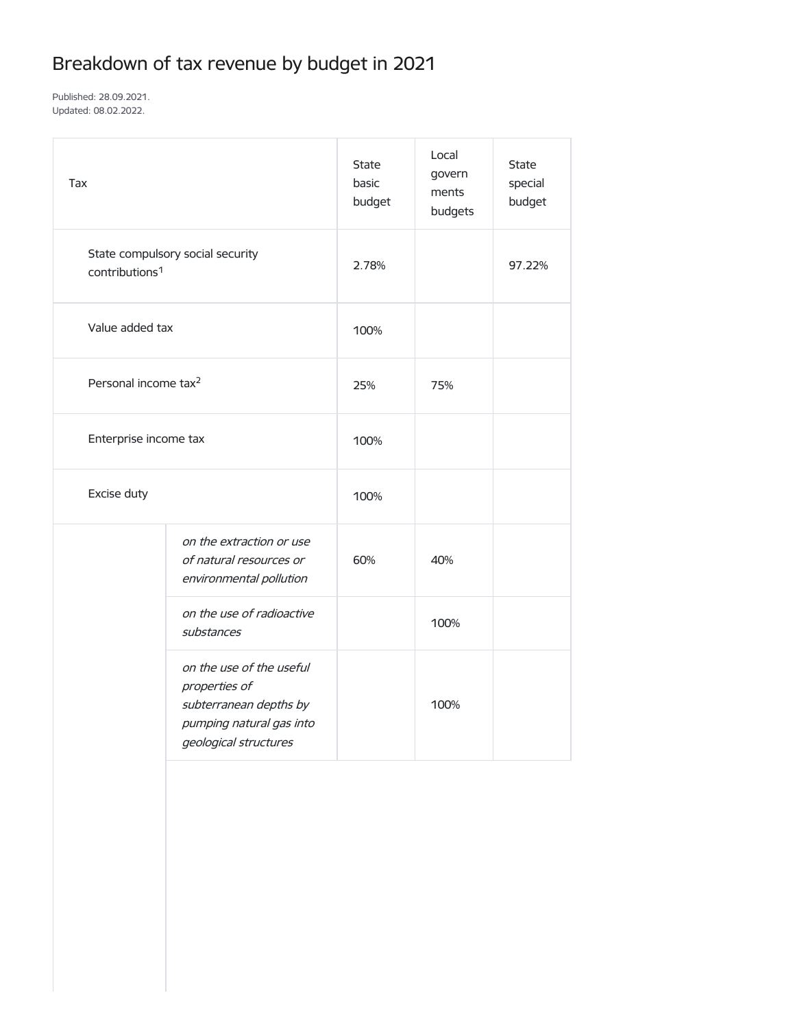# Breakdown of tax revenue by budget in 2021

Published: 28.09.2021.
Updated: 08.02.2022.

| Tax | | State basic budget | Local governments budgets | State special budget |
|---|---|---|---|---|
| State compulsory social security contributions[1] | | 2.78% | | 97.22% |
| Value added tax | | 100% | | |
| Personal income tax[2] | | 25% | 75% | |
| Enterprise income tax | | 100% | | |
| Excise duty | | 100% | | |
| | *on the extraction or use of natural resources or environmental pollution* | 60% | 40% | |
| | *on the use of radioactive substances* | | 100% | |
| | *on the use of the useful properties of subterranean depths by pumping natural gas into geological structures* | | 100% | |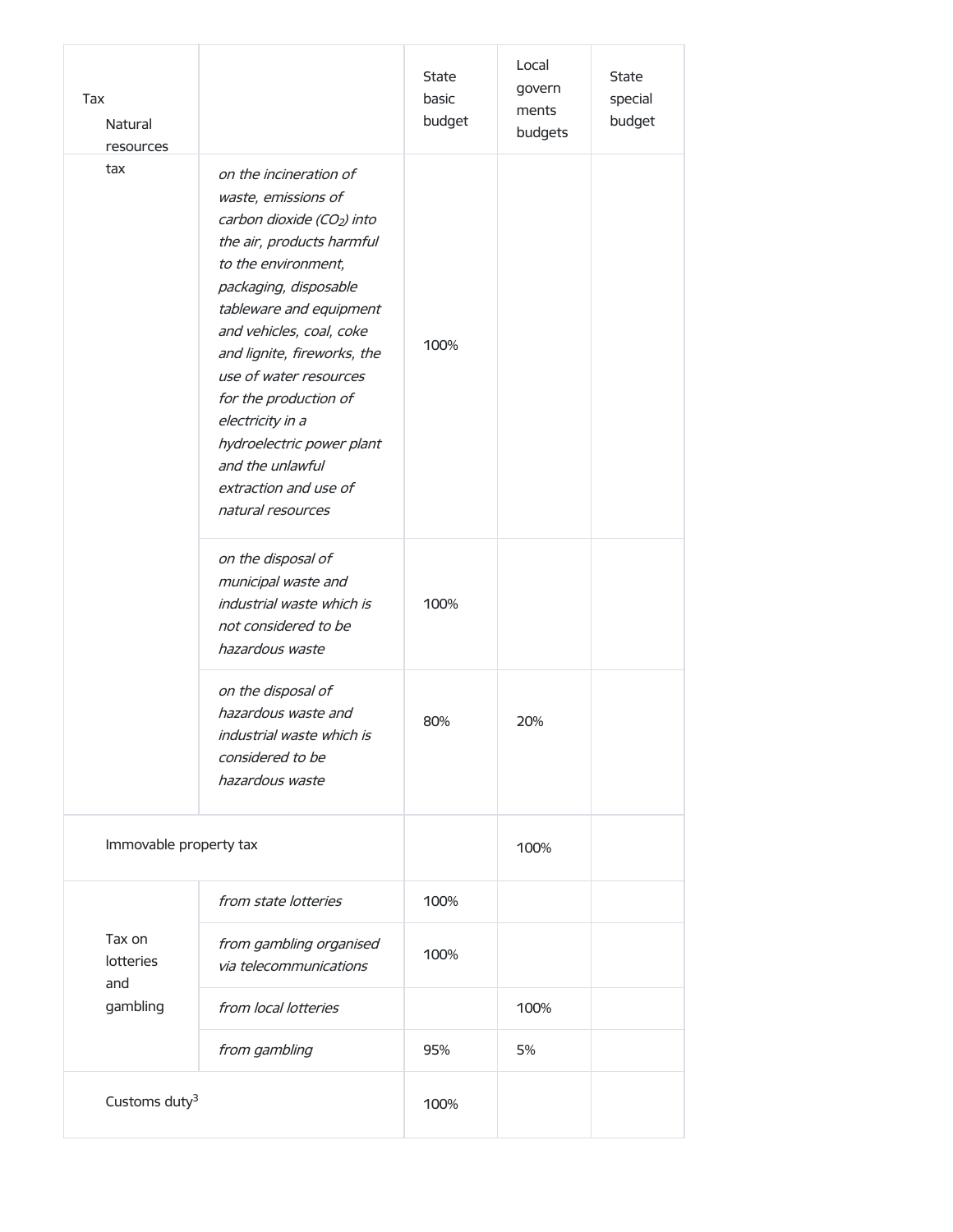| Tax | | State basic budget | Local governments budgets | State special budget |
|---|---|---|---|---|
| Natural resources tax | *on the incineration of waste, emissions of carbon dioxide ($CO_2$) into the air, products harmful to the environment, packaging, disposable tableware and equipment and vehicles, coal, coke and lignite, fireworks, the use of water resources for the production of electricity in a hydroelectric power plant and the unlawful extraction and use of natural resources* | 100% | | |
| | *on the disposal of municipal waste and industrial waste which is not considered to be hazardous waste* | 100% | | |
| | *on the disposal of hazardous waste and industrial waste which is considered to be hazardous waste* | 80% | 20% | |
| Immovable property tax | | | 100% | |
| Tax on lotteries and gambling | *from state lotteries* | 100% | | |
| | *from gambling organised via telecommunications* | 100% | | |
| | *from local lotteries* | | 100% | |
| | *from gambling* | 95% | 5% | |
| Customs duty[3] | | 100% | | |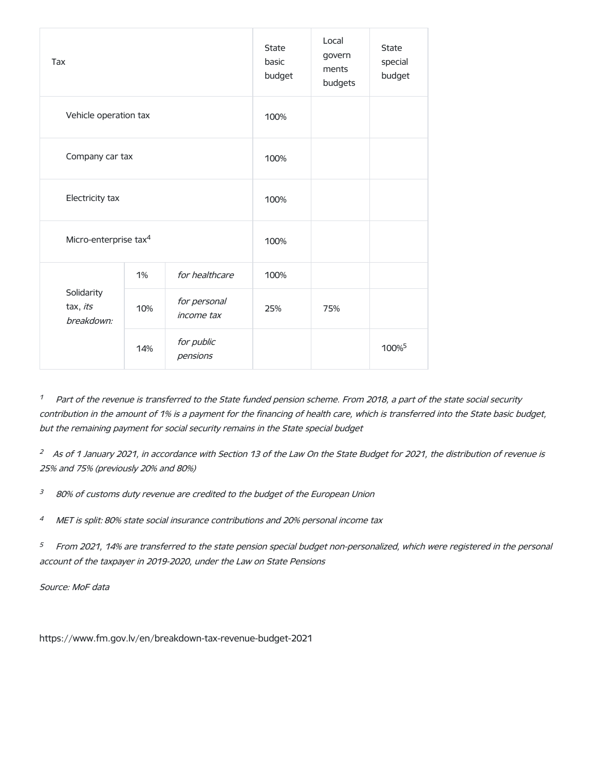| Tax | | | State basic budget | Local governments budgets | State special budget |
|---|---|---|---|---|---|
| Vehicle operation tax | | | 100% | | |
| Company car tax | | | 100% | | |
| Electricity tax | | | 100% | | |
| Micro-enterprise tax[4] | | | 100% | | |
| Solidarity tax, *its breakdown:* | 1% | *for healthcare* | 100% | | |
| | 10% | *for personal income tax* | 25% | 75% | |
| | 14% | *for public pensions* | | | 100%[5] |

*[1] Part of the revenue is transferred to the State funded pension scheme. From 2018, a part of the state social security contribution in the amount of 1% is a payment for the financing of health care, which is transferred into the State basic budget, but the remaining payment for social security remains in the State special budget*

*[2] As of 1 January 2021, in accordance with Section 13 of the Law On the State Budget for 2021, the distribution of revenue is 25% and 75% (previously 20% and 80%)*

*[3] 80% of customs duty revenue are credited to the budget of the European Union*

*[4] MET is split: 80% state social insurance contributions and 20% personal income tax*

*[5] From 2021, 14% are transferred to the state pension special budget non-personalized, which were registered in the personal account of the taxpayer in 2019-2020, under the Law on State Pensions*

*Source: MoF data*

https://www.fm.gov.lv/en/breakdown-tax-revenue-budget-2021